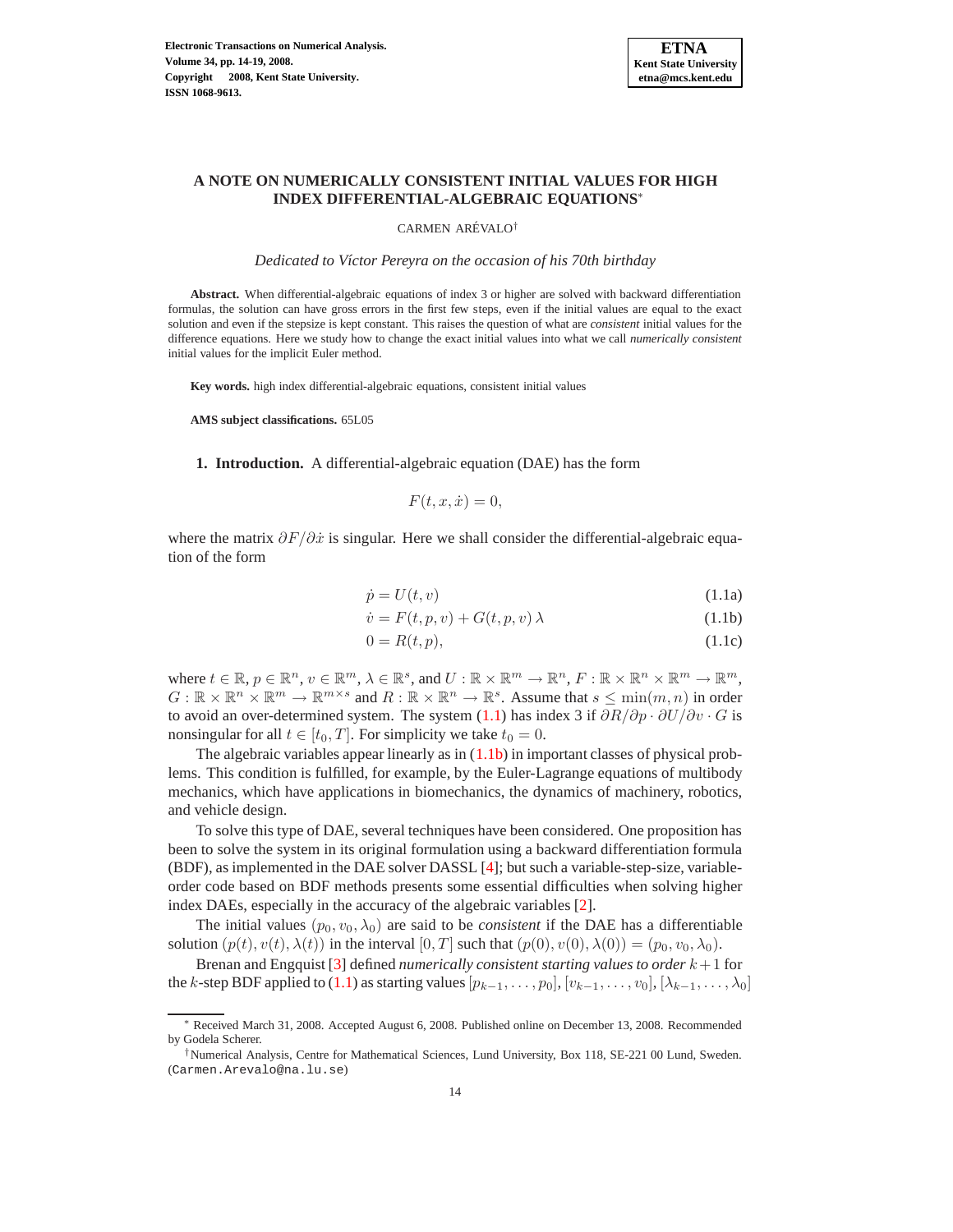# A NOTE ON NUMERICALLY CONSISTENT INITIAL VALUES FOR HIGH INDEX DIFFERENTIAL-ALGEBRAIC EQUATIONS*

CARMEN ARÉVALO[†]

*Dedicated to Víctor Pereyra on the occasion of his 70th birthday*

**Abstract.** When differential-algebraic equations of index 3 or higher are solved with backward differentiation formulas, the solution can have gross errors in the first few steps, even if the initial values are equal to the exact solution and even if the stepsize is kept constant. This raises the question of what are *consistent* initial values for the difference equations. Here we study how to change the exact initial values into what we call *numerically consistent* initial values for the implicit Euler method.

**Key words.** high index differential-algebraic equations, consistent initial values

**AMS subject classifications.** 65L05

**1. Introduction.** A differential-algebraic equation (DAE) has the form

$$F(t, x, \dot{x}) = 0,$$

where the matrix $\partial F/\partial \dot{x}$ is singular. Here we shall consider the differential-algebraic equation of the form

$$\dot{p} = U(t, v) \tag{1.1a}$$

$$\dot{v} = F(t, p, v) + G(t, p, v)\,\lambda \tag{1.1b}$$

$$0 = R(t, p), \tag{1.1c}$$

where $t \in \mathbb{R}$, $p \in \mathbb{R}^n$, $v \in \mathbb{R}^m$, $\lambda \in \mathbb{R}^s$, and $U : \mathbb{R} \times \mathbb{R}^m \to \mathbb{R}^n$, $F : \mathbb{R} \times \mathbb{R}^n \times \mathbb{R}^m \to \mathbb{R}^m$, $G : \mathbb{R} \times \mathbb{R}^n \times \mathbb{R}^m \to \mathbb{R}^{m \times s}$ and $R : \mathbb{R} \times \mathbb{R}^n \to \mathbb{R}^s$. Assume that $s \leq \min(m, n)$ in order to avoid an over-determined system. The system (1.1) has index 3 if $\partial R/\partial p \cdot \partial U/\partial v \cdot G$ is nonsingular for all $t \in [t_0, T]$. For simplicity we take $t_0 = 0$.

The algebraic variables appear linearly as in (1.1b) in important classes of physical problems. This condition is fulfilled, for example, by the Euler-Lagrange equations of multibody mechanics, which have applications in biomechanics, the dynamics of machinery, robotics, and vehicle design.

To solve this type of DAE, several techniques have been considered. One proposition has been to solve the system in its original formulation using a backward differentiation formula (BDF), as implemented in the DAE solver DASSL [4]; but such a variable-step-size, variable-order code based on BDF methods presents some essential difficulties when solving higher index DAEs, especially in the accuracy of the algebraic variables [2].

The initial values $(p_0, v_0, \lambda_0)$ are said to be *consistent* if the DAE has a differentiable solution $(p(t), v(t), \lambda(t))$ in the interval $[0, T]$ such that $(p(0), v(0), \lambda(0)) = (p_0, v_0, \lambda_0)$.

Brenan and Engquist [3] defined *numerically consistent starting values to order* $k+1$ for the $k$-step BDF applied to (1.1) as starting values $[p_{k-1}, \ldots, p_0]$, $[v_{k-1}, \ldots, v_0]$, $[\lambda_{k-1}, \ldots, \lambda_0]$

---

* Received March 31, 2008. Accepted August 6, 2008. Published online on December 13, 2008. Recommended by Godela Scherer.

† Numerical Analysis, Centre for Mathematical Sciences, Lund University, Box 118, SE-221 00 Lund, Sweden. (Carmen.Arevalo@na.lu.se)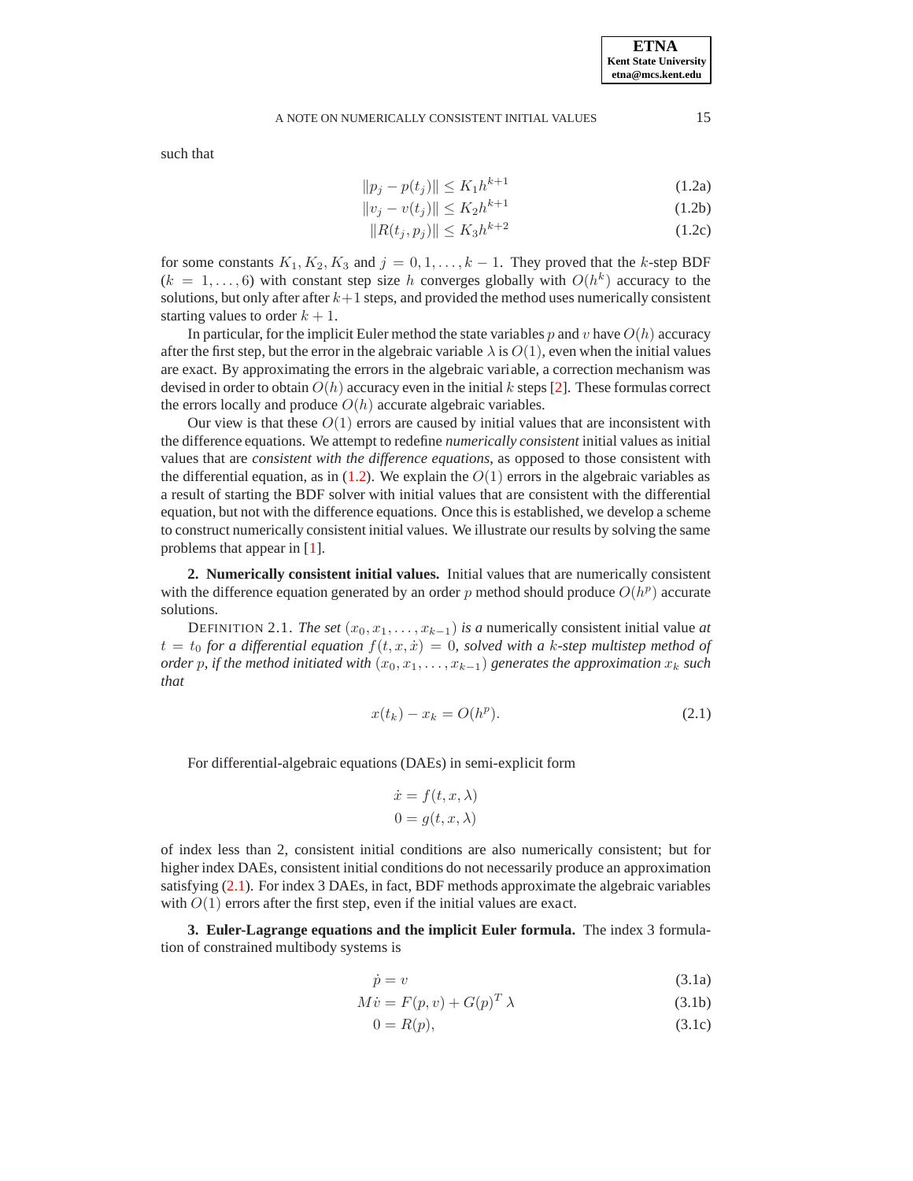such that

$$\|p_j - p(t_j)\| \le K_1 h^{k+1} \tag{1.2a}$$

$$\|v_j - v(t_j)\| \le K_2 h^{k+1} \tag{1.2b}$$

$$\|R(t_j, p_j)\| \le K_3 h^{k+2} \tag{1.2c}$$

for some constants $K_1, K_2, K_3$ and $j = 0, 1, \ldots, k-1$. They proved that the $k$-step BDF ($k = 1, \ldots, 6$) with constant step size $h$ converges globally with $O(h^k)$ accuracy to the solutions, but only after after $k+1$ steps, and provided the method uses numerically consistent starting values to order $k+1$.

In particular, for the implicit Euler method the state variables $p$ and $v$ have $O(h)$ accuracy after the first step, but the error in the algebraic variable $\lambda$ is $O(1)$, even when the initial values are exact. By approximating the errors in the algebraic variable, a correction mechanism was devised in order to obtain $O(h)$ accuracy even in the initial $k$ steps [2]. These formulas correct the errors locally and produce $O(h)$ accurate algebraic variables.

Our view is that these $O(1)$ errors are caused by initial values that are inconsistent with the difference equations. We attempt to redefine *numerically consistent* initial values as initial values that are *consistent with the difference equations*, as opposed to those consistent with the differential equation, as in (1.2). We explain the $O(1)$ errors in the algebraic variables as a result of starting the BDF solver with initial values that are consistent with the differential equation, but not with the difference equations. Once this is established, we develop a scheme to construct numerically consistent initial values. We illustrate our results by solving the same problems that appear in [1].

## 2. Numerically consistent initial values.

Initial values that are numerically consistent with the difference equation generated by an order $p$ method should produce $O(h^p)$ accurate solutions.

DEFINITION 2.1. *The set $(x_0, x_1, \ldots, x_{k-1})$ is a* numerically consistent initial value *at $t = t_0$ for a differential equation $f(t, x, \dot{x}) = 0$, solved with a $k$-step multistep method of order $p$, if the method initiated with $(x_0, x_1, \ldots, x_{k-1})$ generates the approximation $x_k$ such that*

$$x(t_k) - x_k = O(h^p). \tag{2.1}$$

For differential-algebraic equations (DAEs) in semi-explicit form

$$\dot{x} = f(t, x, \lambda)$$
$$0 = g(t, x, \lambda)$$

of index less than 2, consistent initial conditions are also numerically consistent; but for higher index DAEs, consistent initial conditions do not necessarily produce an approximation satisfying (2.1). For index 3 DAEs, in fact, BDF methods approximate the algebraic variables with $O(1)$ errors after the first step, even if the initial values are exact.

## 3. Euler-Lagrange equations and the implicit Euler formula.

The index 3 formulation of constrained multibody systems is

$$\dot{p} = v \tag{3.1a}$$

$$M\dot{v} = F(p, v) + G(p)^T \lambda \tag{3.1b}$$

$$0 = R(p), \tag{3.1c}$$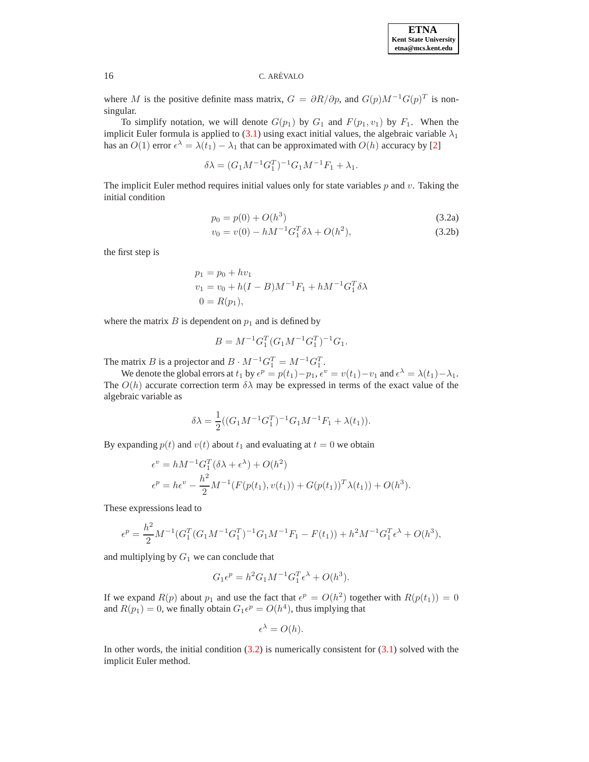where $M$ is the positive definite mass matrix, $G = \partial R/\partial p$, and $G(p)M^{-1}G(p)^T$ is nonsingular.

To simplify notation, we will denote $G(p_1)$ by $G_1$ and $F(p_1, v_1)$ by $F_1$. When the implicit Euler formula is applied to (3.1) using exact initial values, the algebraic variable $\lambda_1$ has an $O(1)$ error $\epsilon^\lambda = \lambda(t_1) - \lambda_1$ that can be approximated with $O(h)$ accuracy by [2]

$$\delta\lambda = (G_1 M^{-1} G_1^T)^{-1} G_1 M^{-1} F_1 + \lambda_1.$$

The implicit Euler method requires initial values only for state variables $p$ and $v$. Taking the initial condition

$$p_0 = p(0) + O(h^3) \tag{3.2a}$$
$$v_0 = v(0) - hM^{-1}G_1^T \delta\lambda + O(h^2), \tag{3.2b}$$

the first step is

$$\begin{aligned}
p_1 &= p_0 + hv_1 \\
v_1 &= v_0 + h(I - B)M^{-1}F_1 + hM^{-1}G_1^T\delta\lambda \\
0 &= R(p_1),
\end{aligned}$$

where the matrix $B$ is dependent on $p_1$ and is defined by

$$B = M^{-1}G_1^T(G_1 M^{-1} G_1^T)^{-1} G_1.$$

The matrix $B$ is a projector and $B \cdot M^{-1}G_1^T = M^{-1}G_1^T$.

We denote the global errors at $t_1$ by $\epsilon^p = p(t_1) - p_1$, $\epsilon^v = v(t_1) - v_1$ and $\epsilon^\lambda = \lambda(t_1) - \lambda_1$. The $O(h)$ accurate correction term $\delta\lambda$ may be expressed in terms of the exact value of the algebraic variable as

$$\delta\lambda = \frac{1}{2}((G_1 M^{-1} G_1^T)^{-1} G_1 M^{-1} F_1 + \lambda(t_1)).$$

By expanding $p(t)$ and $v(t)$ about $t_1$ and evaluating at $t = 0$ we obtain

$$\begin{aligned}
\epsilon^v &= hM^{-1}G_1^T(\delta\lambda + \epsilon^\lambda) + O(h^2) \\
\epsilon^p &= h\epsilon^v - \frac{h^2}{2}M^{-1}(F(p(t_1), v(t_1)) + G(p(t_1))^T\lambda(t_1)) + O(h^3).
\end{aligned}$$

These expressions lead to

$$\epsilon^p = \frac{h^2}{2}M^{-1}(G_1^T(G_1 M^{-1} G_1^T)^{-1} G_1 M^{-1} F_1 - F(t_1)) + h^2 M^{-1} G_1^T \epsilon^\lambda + O(h^3),$$

and multiplying by $G_1$ we can conclude that

$$G_1 \epsilon^p = h^2 G_1 M^{-1} G_1^T \epsilon^\lambda + O(h^3).$$

If we expand $R(p)$ about $p_1$ and use the fact that $\epsilon^p = O(h^2)$ together with $R(p(t_1)) = 0$ and $R(p_1) = 0$, we finally obtain $G_1 \epsilon^p = O(h^4)$, thus implying that

$$\epsilon^\lambda = O(h).$$

In other words, the initial condition (3.2) is numerically consistent for (3.1) solved with the implicit Euler method.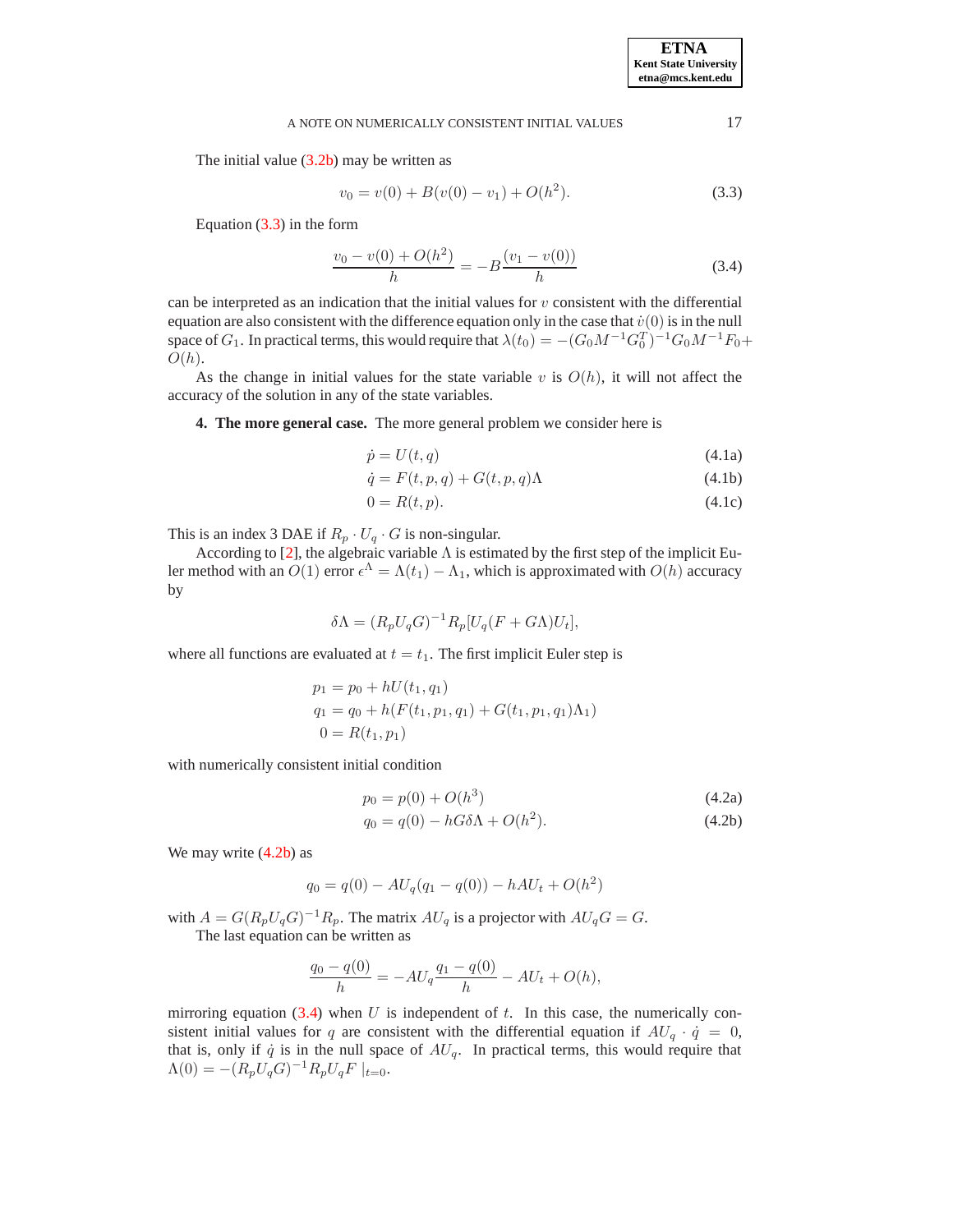The initial value (3.2b) may be written as

$$v_0 = v(0) + B(v(0) - v_1) + O(h^2). \tag{3.3}$$

Equation (3.3) in the form

$$\frac{v_0 - v(0) + O(h^2)}{h} = -B\frac{(v_1 - v(0))}{h} \tag{3.4}$$

can be interpreted as an indication that the initial values for $v$ consistent with the differential equation are also consistent with the difference equation only in the case that $\dot{v}(0)$ is in the null space of $G_1$. In practical terms, this would require that $\lambda(t_0) = -(G_0 M^{-1} G_0^T)^{-1} G_0 M^{-1} F_0 + O(h)$.

As the change in initial values for the state variable $v$ is $O(h)$, it will not affect the accuracy of the solution in any of the state variables.

## 4. The more general case.

The more general problem we consider here is

$$\dot{p} = U(t, q) \tag{4.1a}$$

$$\dot{q} = F(t, p, q) + G(t, p, q)\Lambda \tag{4.1b}$$

$$0 = R(t, p). \tag{4.1c}$$

This is an index 3 DAE if $R_p \cdot U_q \cdot G$ is non-singular.

According to [2], the algebraic variable $\Lambda$ is estimated by the first step of the implicit Euler method with an $O(1)$ error $\epsilon^\Lambda = \Lambda(t_1) - \Lambda_1$, which is approximated with $O(h)$ accuracy by

$$\delta\Lambda = (R_p U_q G)^{-1} R_p [U_q (F + G\Lambda) U_t],$$

where all functions are evaluated at $t = t_1$. The first implicit Euler step is

$$\begin{aligned}
p_1 &= p_0 + hU(t_1, q_1) \\
q_1 &= q_0 + h(F(t_1, p_1, q_1) + G(t_1, p_1, q_1)\Lambda_1) \\
0 &= R(t_1, p_1)
\end{aligned}$$

with numerically consistent initial condition

$$p_0 = p(0) + O(h^3) \tag{4.2a}$$

$$q_0 = q(0) - hG\delta\Lambda + O(h^2). \tag{4.2b}$$

We may write (4.2b) as

$$q_0 = q(0) - AU_q(q_1 - q(0)) - hAU_t + O(h^2)$$

with $A = G(R_p U_q G)^{-1} R_p$. The matrix $AU_q$ is a projector with $AU_q G = G$.

The last equation can be written as

$$\frac{q_0 - q(0)}{h} = -AU_q \frac{q_1 - q(0)}{h} - AU_t + O(h),$$

mirroring equation (3.4) when $U$ is independent of $t$. In this case, the numerically consistent initial values for $q$ are consistent with the differential equation if $AU_q \cdot \dot{q} = 0$, that is, only if $\dot{q}$ is in the null space of $AU_q$. In practical terms, this would require that $\Lambda(0) = -(R_p U_q G)^{-1} R_p U_q F \mid_{t=0}$.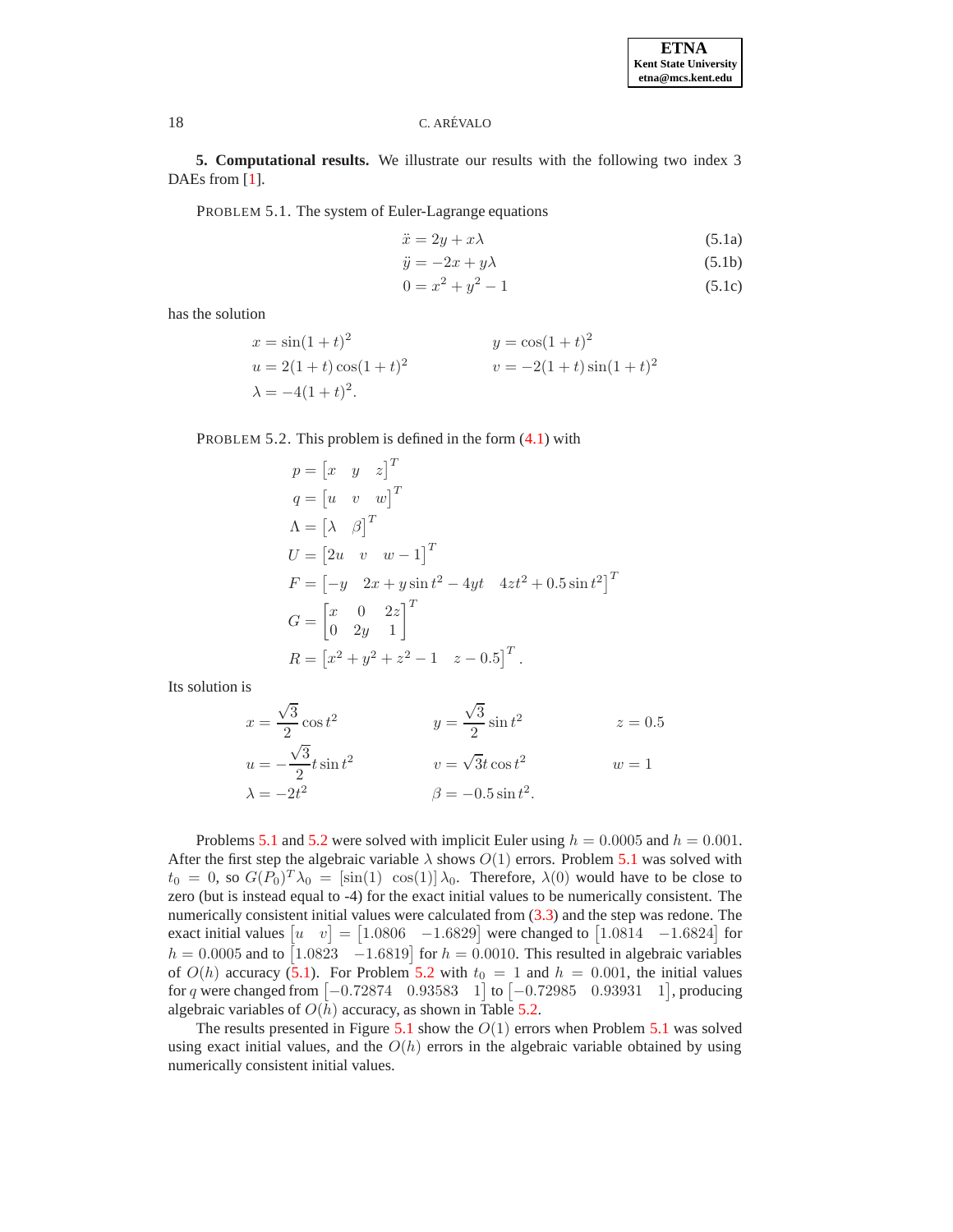**5. Computational results.** We illustrate our results with the following two index 3 DAEs from [1].

PROBLEM 5.1. The system of Euler-Lagrange equations

$$\ddot{x} = 2y + x\lambda \tag{5.1a}$$

$$\ddot{y} = -2x + y\lambda \tag{5.1b}$$

$$0 = x^2 + y^2 - 1 \tag{5.1c}$$

has the solution

$$x = \sin(1+t)^2 \qquad y = \cos(1+t)^2$$

$$u = 2(1+t)\cos(1+t)^2 \qquad v = -2(1+t)\sin(1+t)^2$$

$$\lambda = -4(1+t)^2.$$

PROBLEM 5.2. This problem is defined in the form (4.1) with

$$p = \begin{bmatrix} x & y & z \end{bmatrix}^T$$

$$q = \begin{bmatrix} u & v & w \end{bmatrix}^T$$

$$\Lambda = \begin{bmatrix} \lambda & \beta \end{bmatrix}^T$$

$$U = \begin{bmatrix} 2u & v & w-1 \end{bmatrix}^T$$

$$F = \begin{bmatrix} -y & 2x + y\sin t^2 - 4yt & 4zt^2 + 0.5\sin t^2 \end{bmatrix}^T$$

$$G = \begin{bmatrix} x & 0 & 2z \\ 0 & 2y & 1 \end{bmatrix}^T$$

$$R = \begin{bmatrix} x^2 + y^2 + z^2 - 1 & z - 0.5 \end{bmatrix}^T.$$

Its solution is

$$x = \frac{\sqrt{3}}{2}\cos t^2 \qquad y = \frac{\sqrt{3}}{2}\sin t^2 \qquad z = 0.5$$

$$u = -\frac{\sqrt{3}}{2}t\sin t^2 \qquad v = \sqrt{3}t\cos t^2 \qquad w = 1$$

$$\lambda = -2t^2 \qquad \beta = -0.5\sin t^2.$$

Problems 5.1 and 5.2 were solved with implicit Euler using $h = 0.0005$ and $h = 0.001$. After the first step the algebraic variable $\lambda$ shows $O(1)$ errors. Problem 5.1 was solved with $t_0 = 0$, so $G(P_0)^T\lambda_0 = \begin{bmatrix}\sin(1) & \cos(1)\end{bmatrix}\lambda_0$. Therefore, $\lambda(0)$ would have to be close to zero (but is instead equal to -4) for the exact initial values to be numerically consistent. The numerically consistent initial values were calculated from (3.3) and the step was redone. The exact initial values $\begin{bmatrix} u & v \end{bmatrix} = \begin{bmatrix} 1.0806 & -1.6829 \end{bmatrix}$ were changed to $\begin{bmatrix} 1.0814 & -1.6824 \end{bmatrix}$ for $h = 0.0005$ and to $\begin{bmatrix} 1.0823 & -1.6819 \end{bmatrix}$ for $h = 0.0010$. This resulted in algebraic variables of $O(h)$ accuracy (5.1). For Problem 5.2 with $t_0 = 1$ and $h = 0.001$, the initial values for $q$ were changed from $\begin{bmatrix} -0.72874 & 0.93583 & 1 \end{bmatrix}$ to $\begin{bmatrix} -0.72985 & 0.93931 & 1 \end{bmatrix}$, producing algebraic variables of $O(h)$ accuracy, as shown in Table 5.2.

The results presented in Figure 5.1 show the $O(1)$ errors when Problem 5.1 was solved using exact initial values, and the $O(h)$ errors in the algebraic variable obtained by using numerically consistent initial values.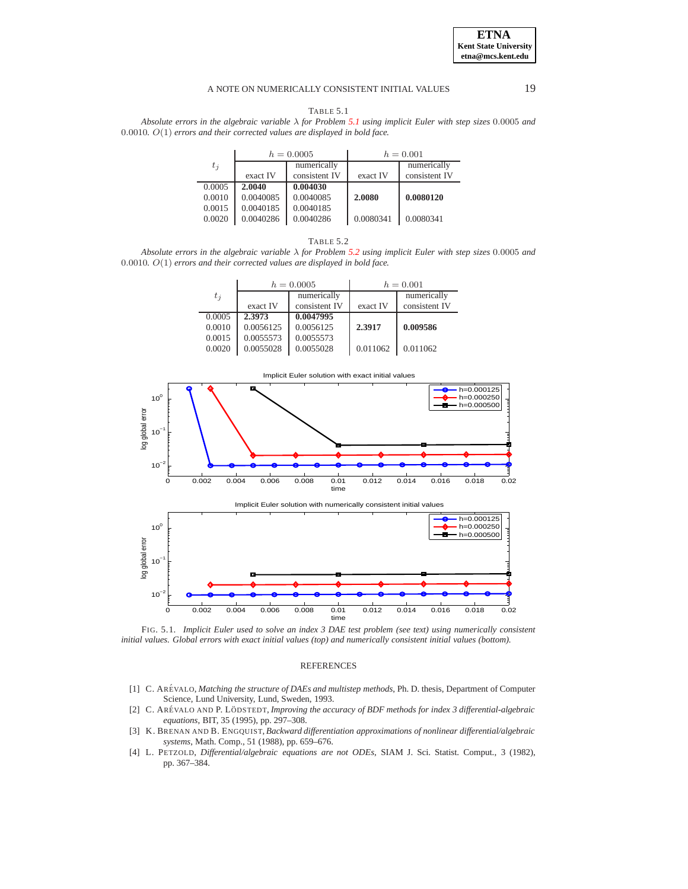TABLE 5.1
*Absolute errors in the algebraic variable $\lambda$ for Problem 5.1 using implicit Euler with step sizes 0.0005 and 0.0010. $O(1)$ errors and their corrected values are displayed in bold face.*

| $t_j$ | $h = 0.0005$ | | $h = 0.001$ | |
|---|---|---|---|---|
| | exact IV | numerically consistent IV | exact IV | numerically consistent IV |
| 0.0005 | **2.0040** | **0.004030** | | |
| 0.0010 | 0.0040085 | 0.0040085 | **2.0080** | **0.0080120** |
| 0.0015 | 0.0040185 | 0.0040185 | | |
| 0.0020 | 0.0040286 | 0.0040286 | 0.0080341 | 0.0080341 |

TABLE 5.2
*Absolute errors in the algebraic variable $\lambda$ for Problem 5.2 using implicit Euler with step sizes 0.0005 and 0.0010. $O(1)$ errors and their corrected values are displayed in bold face.*

| $t_j$ | $h = 0.0005$ | | $h = 0.001$ | |
|---|---|---|---|---|
| | exact IV | numerically consistent IV | exact IV | numerically consistent IV |
| 0.0005 | **2.3973** | **0.0047995** | | |
| 0.0010 | 0.0056125 | 0.0056125 | **2.3917** | **0.009586** |
| 0.0015 | 0.0055573 | 0.0055573 | | |
| 0.0020 | 0.0055028 | 0.0055028 | 0.011062 | 0.011062 |

Implicit Euler solution with exact initial values

h=0.000125
h=0.000250
h=0.000500

log global error

time

Implicit Euler solution with numerically consistent initial values

h=0.000125
h=0.000250
h=0.000500

log global error

time

FIG. 5.1. *Implicit Euler used to solve an index 3 DAE test problem (see text) using numerically consistent initial values. Global errors with exact initial values (top) and numerically consistent initial values (bottom).*

## REFERENCES

[1] C. ARÉVALO, *Matching the structure of DAEs and multistep methods*, Ph. D. thesis, Department of Computer Science, Lund University, Lund, Sweden, 1993.

[2] C. ARÉVALO AND P. LÖDSTEDT, *Improving the accuracy of BDF methods for index 3 differential-algebraic equations*, BIT, 35 (1995), pp. 297–308.

[3] K. BRENAN AND B. ENGQUIST, *Backward differentiation approximations of nonlinear differential/algebraic systems*, Math. Comp., 51 (1988), pp. 659–676.

[4] L. PETZOLD, *Differential/algebraic equations are not ODEs*, SIAM J. Sci. Statist. Comput., 3 (1982), pp. 367–384.